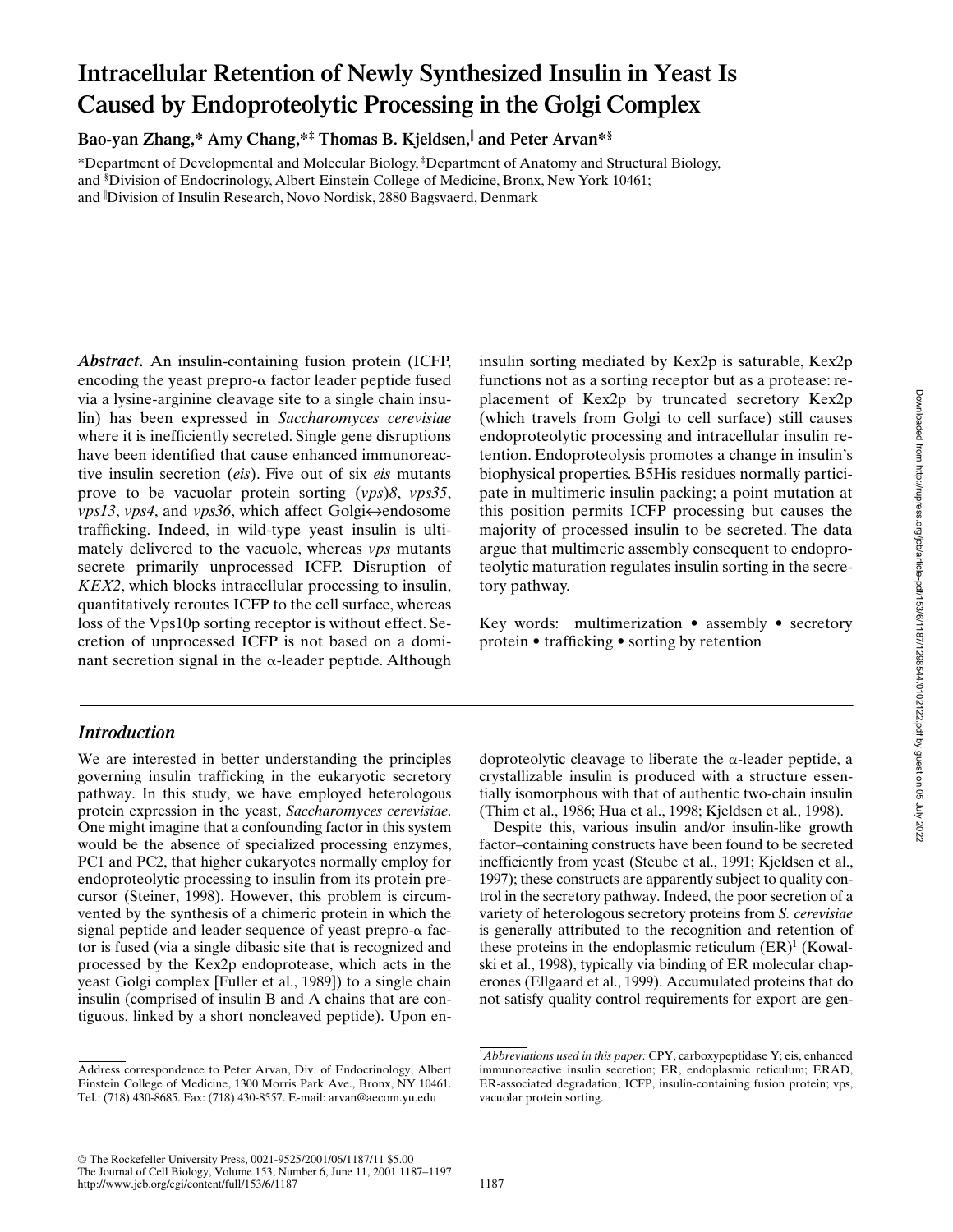# Intracellular Retention of Newly Synthesized Insulin in Yeast Is Caused by Endoproteolytic Processing in the Golgi Complex

**Bao-yan Zhang,* Amy Chang,*‡ Thomas B. Kjeldsen,‖ and Peter Arvan*§**

*Department of Developmental and Molecular Biology, ‡Department of Anatomy and Structural Biology, and §Division of Endocrinology, Albert Einstein College of Medicine, Bronx, New York 10461; and ‖Division of Insulin Research, Novo Nordisk, 2880 Bagsvaerd, Denmark

***Abstract.*** An insulin-containing fusion protein (ICFP, encoding the yeast prepro-α factor leader peptide fused via a lysine-arginine cleavage site to a single chain insulin) has been expressed in *Saccharomyces cerevisiae* where it is inefficiently secreted. Single gene disruptions have been identified that cause enhanced immunoreactive insulin secretion (*eis*). Five out of six *eis* mutants prove to be vacuolar protein sorting (*vps*)*8*, *vps35*, *vps13*, *vps4*, and *vps36*, which affect Golgi↔endosome trafficking. Indeed, in wild-type yeast insulin is ultimately delivered to the vacuole, whereas *vps* mutants secrete primarily unprocessed ICFP. Disruption of *KEX2*, which blocks intracellular processing to insulin, quantitatively reroutes ICFP to the cell surface, whereas loss of the Vps10p sorting receptor is without effect. Secretion of unprocessed ICFP is not based on a dominant secretion signal in the α-leader peptide. Although insulin sorting mediated by Kex2p is saturable, Kex2p functions not as a sorting receptor but as a protease: replacement of Kex2p by truncated secretory Kex2p (which travels from Golgi to cell surface) still causes endoproteolytic processing and intracellular insulin retention. Endoproteolysis promotes a change in insulin's biophysical properties. B5His residues normally participate in multimeric insulin packing; a point mutation at this position permits ICFP processing but causes the majority of processed insulin to be secreted. The data argue that multimeric assembly consequent to endoproteolytic maturation regulates insulin sorting in the secretory pathway.

Key words: multimerization • assembly • secretory protein • trafficking • sorting by retention

## *Introduction*

We are interested in better understanding the principles governing insulin trafficking in the eukaryotic secretory pathway. In this study, we have employed heterologous protein expression in the yeast, *Saccharomyces cerevisiae*. One might imagine that a confounding factor in this system would be the absence of specialized processing enzymes, PC1 and PC2, that higher eukaryotes normally employ for endoproteolytic processing to insulin from its protein precursor (Steiner, 1998). However, this problem is circumvented by the synthesis of a chimeric protein in which the signal peptide and leader sequence of yeast prepro-α factor is fused (via a single dibasic site that is recognized and processed by the Kex2p endoprotease, which acts in the yeast Golgi complex [Fuller et al., 1989]) to a single chain insulin (comprised of insulin B and A chains that are contiguous, linked by a short noncleaved peptide). Upon endoproteolytic cleavage to liberate the α-leader peptide, a crystallizable insulin is produced with a structure essentially isomorphous with that of authentic two-chain insulin (Thim et al., 1986; Hua et al., 1998; Kjeldsen et al., 1998).

Despite this, various insulin and/or insulin-like growth factor–containing constructs have been found to be secreted inefficiently from yeast (Steube et al., 1991; Kjeldsen et al., 1997); these constructs are apparently subject to quality control in the secretory pathway. Indeed, the poor secretion of a variety of heterologous secretory proteins from *S. cerevisiae* is generally attributed to the recognition and retention of these proteins in the endoplasmic reticulum (ER)[1] (Kowalski et al., 1998), typically via binding of ER molecular chaperones (Ellgaard et al., 1999). Accumulated proteins that do not satisfy quality control requirements for export are gen-

Address correspondence to Peter Arvan, Div. of Endocrinology, Albert Einstein College of Medicine, 1300 Morris Park Ave., Bronx, NY 10461. Tel.: (718) 430-8685. Fax: (718) 430-8557. E-mail: arvan@aecom.yu.edu

[1] *Abbreviations used in this paper:* CPY, carboxypeptidase Y; eis, enhanced immunoreactive insulin secretion; ER, endoplasmic reticulum; ERAD, ER-associated degradation; ICFP, insulin-containing fusion protein; vps, vacuolar protein sorting.

© The Rockefeller University Press, 0021-9525/2001/06/1187/11 $5.00
The Journal of Cell Biology, Volume 153, Number 6, June 11, 2001 1187–1197
http://www.jcb.org/cgi/content/full/153/6/1187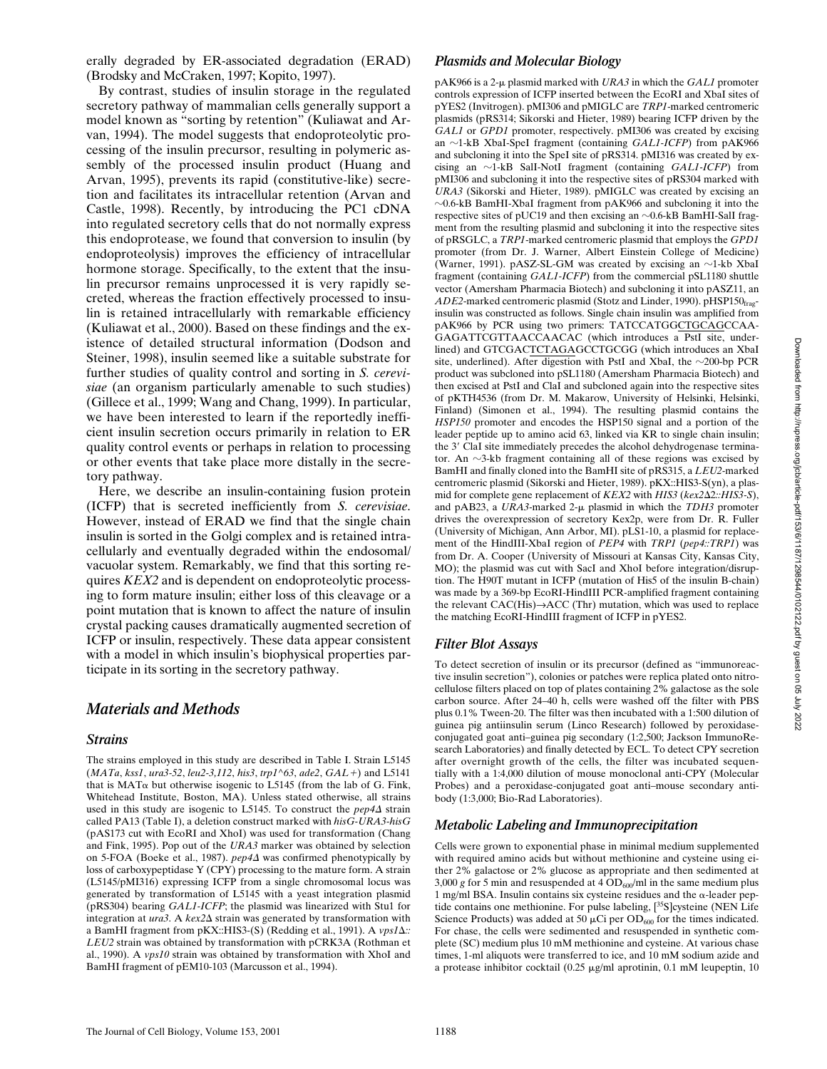erally degraded by ER-associated degradation (ERAD) (Brodsky and McCraken, 1997; Kopito, 1997).

By contrast, studies of insulin storage in the regulated secretory pathway of mammalian cells generally support a model known as "sorting by retention" (Kuliawat and Arvan, 1994). The model suggests that endoproteolytic processing of the insulin precursor, resulting in polymeric assembly of the processed insulin product (Huang and Arvan, 1995), prevents its rapid (constitutive-like) secretion and facilitates its intracellular retention (Arvan and Castle, 1998). Recently, by introducing the PC1 cDNA into regulated secretory cells that do not normally express this endoprotease, we found that conversion to insulin (by endoproteolysis) improves the efficiency of intracellular hormone storage. Specifically, to the extent that the insulin precursor remains unprocessed it is very rapidly secreted, whereas the fraction effectively processed to insulin is retained intracellularly with remarkable efficiency (Kuliawat et al., 2000). Based on these findings and the existence of detailed structural information (Dodson and Steiner, 1998), insulin seemed like a suitable substrate for further studies of quality control and sorting in *S. cerevisiae* (an organism particularly amenable to such studies) (Gillece et al., 1999; Wang and Chang, 1999). In particular, we have been interested to learn if the reportedly inefficient insulin secretion occurs primarily in relation to ER quality control events or perhaps in relation to processing or other events that take place more distally in the secretory pathway.

Here, we describe an insulin-containing fusion protein (ICFP) that is secreted inefficiently from *S. cerevisiae*. However, instead of ERAD we find that the single chain insulin is sorted in the Golgi complex and is retained intracellularly and eventually degraded within the endosomal/vacuolar system. Remarkably, we find that this sorting requires *KEX2* and is dependent on endoproteolytic processing to form mature insulin; either loss of this cleavage or a point mutation that is known to affect the nature of insulin crystal packing causes dramatically augmented secretion of ICFP or insulin, respectively. These data appear consistent with a model in which insulin's biophysical properties participate in its sorting in the secretory pathway.

## Materials and Methods

### Strains

The strains employed in this study are described in Table I. Strain L5145 (*MATa*, *kss1*, *ura3-52*, *leu2-3,112*, *his3*, *trp1^63*, *ade2*, *GAL+*) and L5141 that is MATα but otherwise isogenic to L5145 (from the lab of G. Fink, Whitehead Institute, Boston, MA). Unless stated otherwise, all strains used in this study are isogenic to L5145. To construct the *pep4Δ* strain called PA13 (Table I), a deletion construct marked with *hisG-URA3-hisG* (pAS173 cut with EcoRI and XhoI) was used for transformation (Chang and Fink, 1995). Pop out of the *URA3* marker was obtained by selection on 5-FOA (Boeke et al., 1987). *pep4Δ* was confirmed phenotypically by loss of carboxypeptidase Y (CPY) processing to the mature form. A strain (L5145/pMI316) expressing ICFP from a single chromosomal locus was generated by transformation of L5145 with a yeast integration plasmid (pRS304) bearing *GAL1-ICFP*; the plasmid was linearized with Stu1 for integration at *ura3*. A *kex2Δ* strain was generated by transformation with a BamHI fragment from pKX::HIS3-(S) (Redding et al., 1991). A *vps1Δ::LEU2* strain was obtained by transformation with pCRK3A (Rothman et al., 1990). A *vps10* strain was obtained by transformation with XhoI and BamHI fragment of pEM10-103 (Marcusson et al., 1994).

### Plasmids and Molecular Biology

pAK966 is a 2-μ plasmid marked with *URA3* in which the *GAL1* promoter controls expression of ICFP inserted between the EcoRI and XbaI sites of pYES2 (Invitrogen). pMI306 and pMIGLC are *TRP1*-marked centromeric plasmids (pRS314; Sikorski and Hieter, 1989) bearing ICFP driven by the *GAL1* or *GPD1* promoter, respectively. pMI306 was created by excising an ~1-kB XbaI-SpeI fragment (containing *GAL1-ICFP*) from pAK966 and subcloning it into the SpeI site of pRS314. pMI316 was created by excising an ~1-kB SalI-NotI fragment (containing *GAL1-ICFP*) from pMI306 and subcloning it into the respective sites of pRS304 marked with *URA3* (Sikorski and Hieter, 1989). pMIGLC was created by excising an ~0.6-kB BamHI-XbaI fragment from pAK966 and subcloning it into the respective sites of pUC19 and then excising an ~0.6-kB BamHI-SalI fragment from the resulting plasmid and subcloning it into the respective sites of pRSGLC, a *TRP1*-marked centromeric plasmid that employs the *GPD1* promoter (from Dr. J. Warner, Albert Einstein College of Medicine) (Warner, 1991). pASZ-SL-GM was created by excising an ~1-kb XbaI fragment (containing *GAL1-ICFP*) from the commercial pSL1180 shuttle vector (Amersham Pharmacia Biotech) and subcloning it into pASZ11, an *ADE2*-marked centromeric plasmid (Stotz and Linder, 1990). pHSP150$_{frag}$-insulin was constructed as follows. Single chain insulin was amplified from pAK966 by PCR using two primers: TATCCATGGCTGCAGCCAAGAGATTCGTTAACCAACAC (which introduces a PstI site, underlined) and GTCGACTCTAGAGCCTGCGG (which introduces an XbaI site, underlined). After digestion with PstI and XbaI, the ~200-bp PCR product was subcloned into pSL1180 (Amersham Pharmacia Biotech) and then excised at PstI and ClaI and subcloned again into the respective sites of pKTH4536 (from Dr. M. Makarow, University of Helsinki, Helsinki, Finland) (Simonen et al., 1994). The resulting plasmid contains the *HSP150* promoter and encodes the HSP150 signal and a portion of the leader peptide up to amino acid 63, linked via KR to single chain insulin; the 3′ ClaI site immediately precedes the alcohol dehydrogenase terminator. An ~3-kb fragment containing all of these regions was excised by BamHI and finally cloned into the BamHI site of pRS315, a *LEU2*-marked centromeric plasmid (Sikorski and Hieter, 1989). pKX::HIS3-S(yn), a plasmid for complete gene replacement of *KEX2* with *HIS3* (*kex2Δ2::HIS3-S*), and pAB23, a *URA3*-marked 2-μ plasmid in which the *TDH3* promoter drives the overexpression of secretory Kex2p, were from Dr. R. Fuller (University of Michigan, Ann Arbor, MI). pLS1-10, a plasmid for replacement of the HindIII-XbaI region of *PEP4* with *TRP1* (*pep4::TRP1*) was from Dr. A. Cooper (University of Missouri at Kansas City, Kansas City, MO); the plasmid was cut with SacI and XhoI before integration/disruption. The H90T mutant in ICFP (mutation of His5 of the insulin B-chain) was made by a 369-bp EcoRI-HindIII PCR-amplified fragment containing the relevant CAC(His)→ACC (Thr) mutation, which was used to replace the matching EcoRI-HindIII fragment of ICFP in pYES2.

### Filter Blot Assays

To detect secretion of insulin or its precursor (defined as "immunoreactive insulin secretion"), colonies or patches were replica plated onto nitrocellulose filters placed on top of plates containing 2% galactose as the sole carbon source. After 24–40 h, cells were washed off the filter with PBS plus 0.1% Tween-20. The filter was then incubated with a 1:500 dilution of guinea pig antiinsulin serum (Linco Research) followed by peroxidase-conjugated goat anti–guinea pig secondary (1:2,500; Jackson ImmunoResearch Laboratories) and finally detected by ECL. To detect CPY secretion after overnight growth of the cells, the filter was incubated sequentially with a 1:4,000 dilution of mouse monoclonal anti-CPY (Molecular Probes) and a peroxidase-conjugated goat anti–mouse secondary antibody (1:3,000; Bio-Rad Laboratories).

### Metabolic Labeling and Immunoprecipitation

Cells were grown to exponential phase in minimal medium supplemented with required amino acids but without methionine and cysteine using either 2% galactose or 2% glucose as appropriate and then sedimented at 3,000 *g* for 5 min and resuspended at 4 $OD_{600}$/ml in the same medium plus 1 mg/ml BSA. Insulin contains six cysteine residues and the α-leader peptide contains one methionine. For pulse labeling, [$^{35}$S]cysteine (NEN Life Science Products) was added at 50 μCi per $OD_{600}$ for the times indicated. For chase, the cells were sedimented and resuspended in synthetic complete (SC) medium plus 10 mM methionine and cysteine. At various chase times, 1-ml aliquots were transferred to ice, and 10 mM sodium azide and a protease inhibitor cocktail (0.25 μg/ml aprotinin, 0.1 mM leupeptin, 10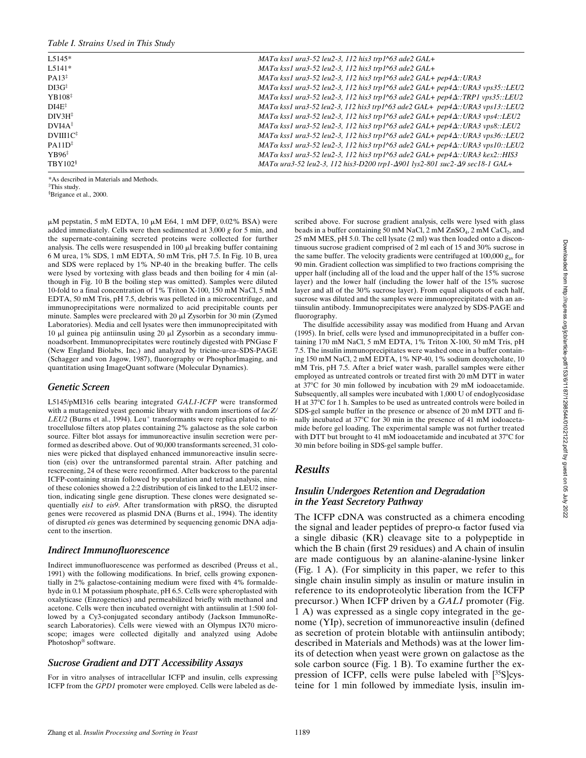Table I. Strains Used in This Study

| | |
|---|---|
| L5145* | MATα kss1 ura3-52 leu2-3, 112 his3 trp1^63 ade2 GAL+ |
| L5141* | MATα kss1 ura3-52 leu2-3, 112 his3 trp1^63 ade2 GAL+ |
| PA13‡ | MATα kss1 ura3-52 leu2-3, 112 his3 trp1^63 ade2 GAL+ pep4Δ::URA3 |
| DI3G‡ | MATα kss1 ura3-52 leu2-3, 112 his3 trp1^63 ade2 GAL+ pep4Δ::URA3 vps35::LEU2 |
| YB108‡ | MATα kss1 ura3-52 leu2-3, 112 his3 trp1^63 ade2 GAL+ pep4Δ::TRP1 vps35::LEU2 |
| DI4E‡ | MATα kss1 ura3-52 leu2-3, 112 his3 trp1^63 ade2 GAL+ pep4Δ::URA3 vps13::LEU2 |
| DIV3H‡ | MATα kss1 ura3-52 leu2-3, 112 his3 trp1^63 ade2 GAL+ pep4Δ::URA3 vps4::LEU2 |
| DVI4A‡ | MATα kss1 ura3-52 leu2-3, 112 his3 trp1^63 ade2 GAL+ pep4Δ::URA3 vps8::LEU2 |
| DVIII1C‡ | MATα kss1 ura3-52 leu2-3, 112 his3 trp1^63 ade2 GAL+ pep4Δ::URA3 vps36::LEU2 |
| PA11D‡ | MATα kss1 ura3-52 leu2-3, 112 his3 trp1^63 ade2 GAL+ pep4Δ::URA3 vps10::LEU2 |
| YB96‡ | MATα kss1 ura3-52 leu2-3, 112 his3 trp1^63 ade2 GAL+ pep4Δ::URA3 kex2::HIS3 |
| TBY102§ | MATα ura3-52 leu2-3, 112 his3-D200 trp1-Δ901 lys2-801 suc2-Δ9 sec18-1 GAL+ |

*As described in Materials and Methods.
‡This study.
§Brigance et al., 2000.

μM pepstatin, 5 mM EDTA, 10 μM E64, 1 mM DFP, 0.02% BSA) were added immediately. Cells were then sedimented at 3,000 *g* for 5 min, and the supernate-containing secreted proteins were collected for further analysis. The cells were resuspended in 100 μl breaking buffer containing 6 M urea, 1% SDS, 1 mM EDTA, 50 mM Tris, pH 7.5. In Fig. 10 B, urea and SDS were replaced by 1% NP-40 in the breaking buffer. The cells were lysed by vortexing with glass beads and then boiling for 4 min (although in Fig. 10 B the boiling step was omitted). Samples were diluted 10-fold to a final concentration of 1% Triton X-100, 150 mM NaCl, 5 mM EDTA, 50 mM Tris, pH 7.5, debris was pelleted in a microcentrifuge, and immunoprecipitations were normalized to acid precipitable counts per minute. Samples were precleared with 20 μl Zysorbin for 30 min (Zymed Laboratories). Media and cell lysates were then immunoprecipitated with 10 μl guinea pig antiinsulin using 20 μl Zysorbin as a secondary immunoadsorbent. Immunoprecipitates were routinely digested with PNGase F (New England Biolabs, Inc.) and analyzed by tricine-urea–SDS-PAGE (Schagger and von Jagow, 1987), fluorography or PhosphorImaging, and quantitation using ImageQuant software (Molecular Dynamics).

## Genetic Screen

L5145/pMI316 cells bearing integrated *GAL1-ICFP* were transformed with a mutagenized yeast genomic library with random insertions of *lacZ/LEU2* (Burns et al., 1994). Leu$^+$ transformants were replica plated to nitrocellulose filters atop plates containing 2% galactose as the sole carbon source. Filter blot assays for immunoreactive insulin secretion were performed as described above. Out of 90,000 transformants screened, 31 colonies were picked that displayed enhanced immunoreactive insulin secretion (eis) over the untransformed parental strain. After patching and rescreening, 24 of these were reconfirmed. After backcross to the parental ICFP-containing strain followed by sporulation and tetrad analysis, nine of these colonies showed a 2:2 distribution of eis linked to the LEU2 insertion, indicating single gene disruption. These clones were designated sequentially *eis1* to *eis9*. After transformation with pRSQ, the disrupted genes were recovered as plasmid DNA (Burns et al., 1994). The identity of disrupted *eis* genes was determined by sequencing genomic DNA adjacent to the insertion.

## Indirect Immunofluorescence

Indirect immunofluorescence was performed as described (Preuss et al., 1991) with the following modifications. In brief, cells growing exponentially in 2% galactose-containing medium were fixed with 4% formaldehyde in 0.1 M potassium phosphate, pH 6.5. Cells were spheroplasted with oxalyticase (Enzogenetics) and permeabilized briefly with methanol and acetone. Cells were then incubated overnight with antiinsulin at 1:500 followed by a Cy3-conjugated secondary antibody (Jackson ImmunoResearch Laboratories). Cells were viewed with an Olympus IX70 microscope; images were collected digitally and analyzed using Adobe Photoshop® software.

## Sucrose Gradient and DTT Accessibility Assays

For in vitro analyses of intracellular ICFP and insulin, cells expressing ICFP from the *GPD1* promoter were employed. Cells were labeled as described above. For sucrose gradient analysis, cells were lysed with glass beads in a buffer containing 50 mM NaCl, 2 mM $ZnSO_4$, 2 mM $CaCl_2$, and 25 mM MES, pH 5.0. The cell lysate (2 ml) was then loaded onto a discontinuous sucrose gradient comprised of 2 ml each of 15 and 30% sucrose in the same buffer. The velocity gradients were centrifuged at 100,000 $g_{av}$ for 90 min. Gradient collection was simplified to two fractions comprising the upper half (including all of the load and the upper half of the 15% sucrose layer) and the lower half (including the lower half of the 15% sucrose layer and all of the 30% sucrose layer). From equal aliquots of each half, sucrose was diluted and the samples were immunoprecipitated with an antiinsulin antibody. Immunoprecipitates were analyzed by SDS-PAGE and fluorography.

The disulfide accessibility assay was modified from Huang and Arvan (1995). In brief, cells were lysed and immunoprecipitated in a buffer containing 170 mM NaCl, 5 mM EDTA, 1% Triton X-100, 50 mM Tris, pH 7.5. The insulin immunoprecipitates were washed once in a buffer containing 150 mM NaCl, 2 mM EDTA, 1% NP-40, 1% sodium deoxycholate, 10 mM Tris, pH 7.5. After a brief water wash, parallel samples were either employed as untreated controls or treated first with 20 mM DTT in water at 37°C for 30 min followed by incubation with 29 mM iodoacetamide. Subsequently, all samples were incubated with 1,000 U of endoglycosidase H at 37°C for 1 h. Samples to be used as untreated controls were boiled in SDS-gel sample buffer in the presence or absence of 20 mM DTT and finally incubated at 37°C for 30 min in the presence of 41 mM iodoacetamide before gel loading. The experimental sample was not further treated with DTT but brought to 41 mM iodoacetamide and incubated at 37°C for 30 min before boiling in SDS-gel sample buffer.

# Results

## Insulin Undergoes Retention and Degradation in the Yeast Secretory Pathway

The ICFP cDNA was constructed as a chimera encoding the signal and leader peptides of prepro-α factor fused via a single dibasic (KR) cleavage site to a polypeptide in which the B chain (first 29 residues) and A chain of insulin are made contiguous by an alanine-alanine-lysine linker (Fig. 1 A). (For simplicity in this paper, we refer to this single chain insulin simply as insulin or mature insulin in reference to its endoproteolytic liberation from the ICFP precursor.) When ICFP driven by a *GAL1* promoter (Fig. 1 A) was expressed as a single copy integrated in the genome (YIp), secretion of immunoreactive insulin (defined as secretion of protein blotable with antiinsulin antibody; described in Materials and Methods) was at the lower limits of detection when yeast were grown on galactose as the sole carbon source (Fig. 1 B). To examine further the expression of ICFP, cells were pulse labeled with [$^{35}$S]cysteine for 1 min followed by immediate lysis, insulin im-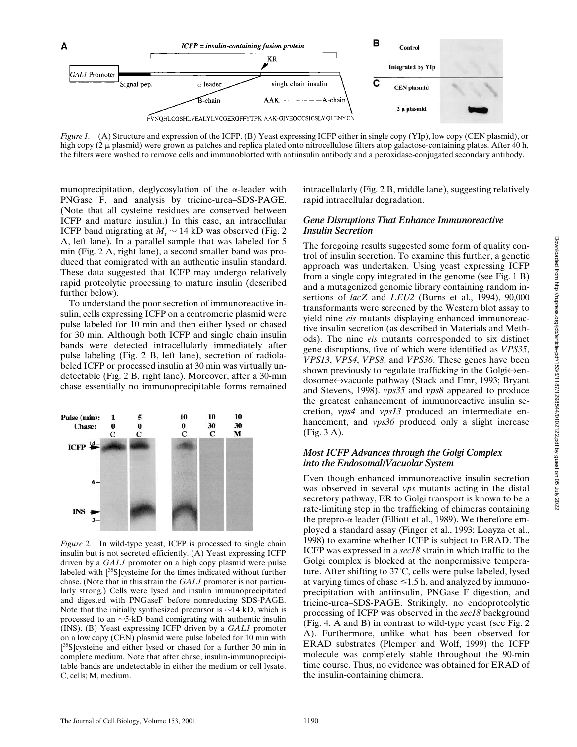*Figure 1.* (A) Structure and expression of the ICFP. (B) Yeast expressing ICFP either in single copy (YIp), low copy (CEN plasmid), or high copy (2 μ plasmid) were grown as patches and replica plated onto nitrocellulose filters atop galactose-containing plates. After 40 h, the filters were washed to remove cells and immunoblotted with antiinsulin antibody and a peroxidase-conjugated secondary antibody.

munoprecipitation, deglycosylation of the α-leader with PNGase F, and analysis by tricine-urea–SDS-PAGE. (Note that all cysteine residues are conserved between ICFP and mature insulin.) In this case, an intracellular ICFP band migrating at $M_r \sim 14$ kD was observed (Fig. 2 A, left lane). In a parallel sample that was labeled for 5 min (Fig. 2 A, right lane), a second smaller band was produced that comigrated with an authentic insulin standard. These data suggested that ICFP may undergo relatively rapid proteolytic processing to mature insulin (described further below).

To understand the poor secretion of immunoreactive insulin, cells expressing ICFP on a centromeric plasmid were pulse labeled for 10 min and then either lysed or chased for 30 min. Although both ICFP and single chain insulin bands were detected intracellularly immediately after pulse labeling (Fig. 2 B, left lane), secretion of radiolabeled ICFP or processed insulin at 30 min was virtually undetectable (Fig. 2 B, right lane). Moreover, after a 30-min chase essentially no immunoprecipitable forms remained intracellularly (Fig. 2 B, middle lane), suggesting relatively rapid intracellular degradation.

*Figure 2.* In wild-type yeast, ICFP is processed to single chain insulin but is not secreted efficiently. (A) Yeast expressing ICFP driven by a *GAL1* promoter on a high copy plasmid were pulse labeled with [$^{35}$S]cysteine for the times indicated without further chase. (Note that in this strain the *GAL1* promoter is not particularly strong.) Cells were lysed and insulin immunoprecipitated and digested with PNGaseF before nonreducing SDS-PAGE. Note that the initially synthesized precursor is ~14 kD, which is processed to an ~5-kD band comigrating with authentic insulin (INS). (B) Yeast expressing ICFP driven by a *GAL1* promoter on a low copy (CEN) plasmid were pulse labeled for 10 min with [$^{35}$S]cysteine and either lysed or chased for a further 30 min in complete medium. Note that after chase, insulin-immunoprecipitable bands are undetectable in either the medium or cell lysate. C, cells; M, medium.

### *Gene Disruptions That Enhance Immunoreactive Insulin Secretion*

The foregoing results suggested some form of quality control of insulin secretion. To examine this further, a genetic approach was undertaken. Using yeast expressing ICFP from a single copy integrated in the genome (see Fig. 1 B) and a mutagenized genomic library containing random insertions of *lacZ* and *LEU2* (Burns et al., 1994), 90,000 transformants were screened by the Western blot assay to yield nine *eis* mutants displaying enhanced immunoreactive insulin secretion (as described in Materials and Methods). The nine *eis* mutants corresponded to six distinct gene disruptions, five of which were identified as *VPS35*, *VPS13*, *VPS4*, *VPS8*, and *VPS36*. These genes have been shown previously to regulate trafficking in the Golgi↔endosome↔vacuole pathway (Stack and Emr, 1993; Bryant and Stevens, 1998). *vps35* and *vps8* appeared to produce the greatest enhancement of immunoreactive insulin secretion, *vps4* and *vps13* produced an intermediate enhancement, and *vps36* produced only a slight increase (Fig. 3 A).

### *Most ICFP Advances through the Golgi Complex into the Endosomal/Vacuolar System*

Even though enhanced immunoreactive insulin secretion was observed in several *vps* mutants acting in the distal secretory pathway, ER to Golgi transport is known to be a rate-limiting step in the trafficking of chimeras containing the prepro-α leader (Elliott et al., 1989). We therefore employed a standard assay (Finger et al., 1993; Loayza et al., 1998) to examine whether ICFP is subject to ERAD. The ICFP was expressed in a *sec18* strain in which traffic to the Golgi complex is blocked at the nonpermissive temperature. After shifting to 37°C, cells were pulse labeled, lysed at varying times of chase ≤1.5 h, and analyzed by immunoprecipitation with antiinsulin, PNGase F digestion, and tricine-urea–SDS-PAGE. Strikingly, no endoproteolytic processing of ICFP was observed in the *sec18* background (Fig. 4, A and B) in contrast to wild-type yeast (see Fig. 2 A). Furthermore, unlike what has been observed for ERAD substrates (Plemper and Wolf, 1999) the ICFP molecule was completely stable throughout the 90-min time course. Thus, no evidence was obtained for ERAD of the insulin-containing chimera.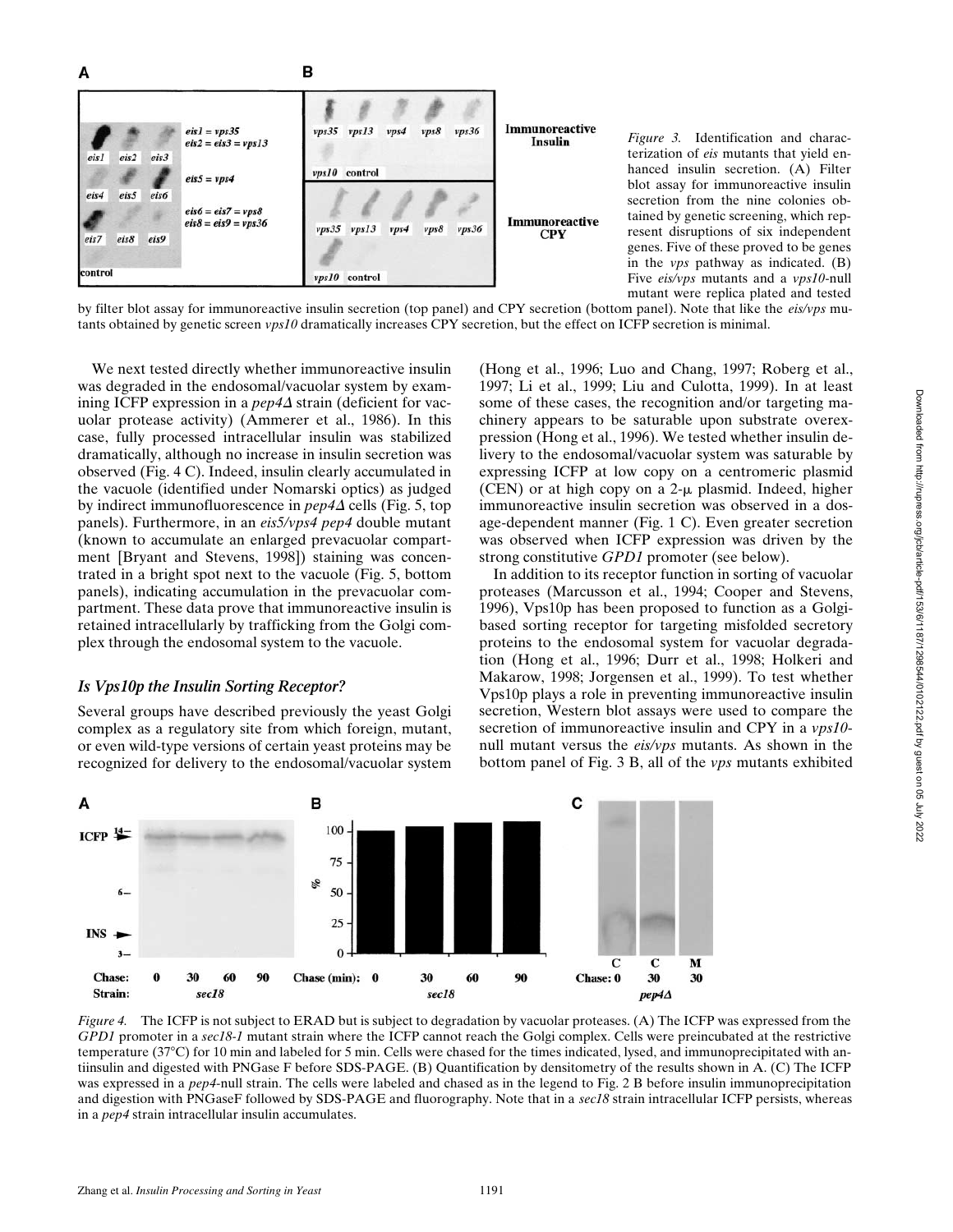*Figure 3.* Identification and characterization of *eis* mutants that yield enhanced insulin secretion. (A) Filter blot assay for immunoreactive insulin secretion from the nine colonies obtained by genetic screening, which represent disruptions of six independent genes. Five of these proved to be genes in the *vps* pathway as indicated. (B) Five *eis/vps* mutants and a *vps10*-null mutant were replica plated and tested by filter blot assay for immunoreactive insulin secretion (top panel) and CPY secretion (bottom panel). Note that like the *eis/vps* mutants obtained by genetic screen *vps10* dramatically increases CPY secretion, but the effect on ICFP secretion is minimal.

We next tested directly whether immunoreactive insulin was degraded in the endosomal/vacuolar system by examining ICFP expression in a *pep4Δ* strain (deficient for vacuolar protease activity) (Ammerer et al., 1986). In this case, fully processed intracellular insulin was stabilized dramatically, although no increase in insulin secretion was observed (Fig. 4 C). Indeed, insulin clearly accumulated in the vacuole (identified under Nomarski optics) as judged by indirect immunofluorescence in *pep4Δ* cells (Fig. 5, top panels). Furthermore, in an *eis5/vps4 pep4* double mutant (known to accumulate an enlarged prevacuolar compartment [Bryant and Stevens, 1998]) staining was concentrated in a bright spot next to the vacuole (Fig. 5, bottom panels), indicating accumulation in the prevacuolar compartment. These data prove that immunoreactive insulin is retained intracellularly by trafficking from the Golgi complex through the endosomal system to the vacuole.

### *Is Vps10p the Insulin Sorting Receptor?*

Several groups have described previously the yeast Golgi complex as a regulatory site from which foreign, mutant, or even wild-type versions of certain yeast proteins may be recognized for delivery to the endosomal/vacuolar system (Hong et al., 1996; Luo and Chang, 1997; Roberg et al., 1997; Li et al., 1999; Liu and Culotta, 1999). In at least some of these cases, the recognition and/or targeting machinery appears to be saturable upon substrate overexpression (Hong et al., 1996). We tested whether insulin delivery to the endosomal/vacuolar system was saturable by expressing ICFP at low copy on a centromeric plasmid (CEN) or at high copy on a 2-μ plasmid. Indeed, higher immunoreactive insulin secretion was observed in a dosage-dependent manner (Fig. 1 C). Even greater secretion was observed when ICFP expression was driven by the strong constitutive *GPD1* promoter (see below).

In addition to its receptor function in sorting of vacuolar proteases (Marcusson et al., 1994; Cooper and Stevens, 1996), Vps10p has been proposed to function as a Golgi-based sorting receptor for targeting misfolded secretory proteins to the endosomal system for vacuolar degradation (Hong et al., 1996; Durr et al., 1998; Holkeri and Makarow, 1998; Jorgensen et al., 1999). To test whether Vps10p plays a role in preventing immunoreactive insulin secretion, Western blot assays were used to compare the secretion of immunoreactive insulin and CPY in a *vps10*-null mutant versus the *eis/vps* mutants. As shown in the bottom panel of Fig. 3 B, all of the *vps* mutants exhibited

*Figure 4.* The ICFP is not subject to ERAD but is subject to degradation by vacuolar proteases. (A) The ICFP was expressed from the *GPD1* promoter in a *sec18-1* mutant strain where the ICFP cannot reach the Golgi complex. Cells were preincubated at the restrictive temperature (37°C) for 10 min and labeled for 5 min. Cells were chased for the times indicated, lysed, and immunoprecipitated with antiinsulin and digested with PNGase F before SDS-PAGE. (B) Quantification by densitometry of the results shown in A. (C) The ICFP was expressed in a *pep4*-null strain. The cells were labeled and chased as in the legend to Fig. 2 B before insulin immunoprecipitation and digestion with PNGaseF followed by SDS-PAGE and fluorography. Note that in a *sec18* strain intracellular ICFP persists, whereas in a *pep4* strain intracellular insulin accumulates.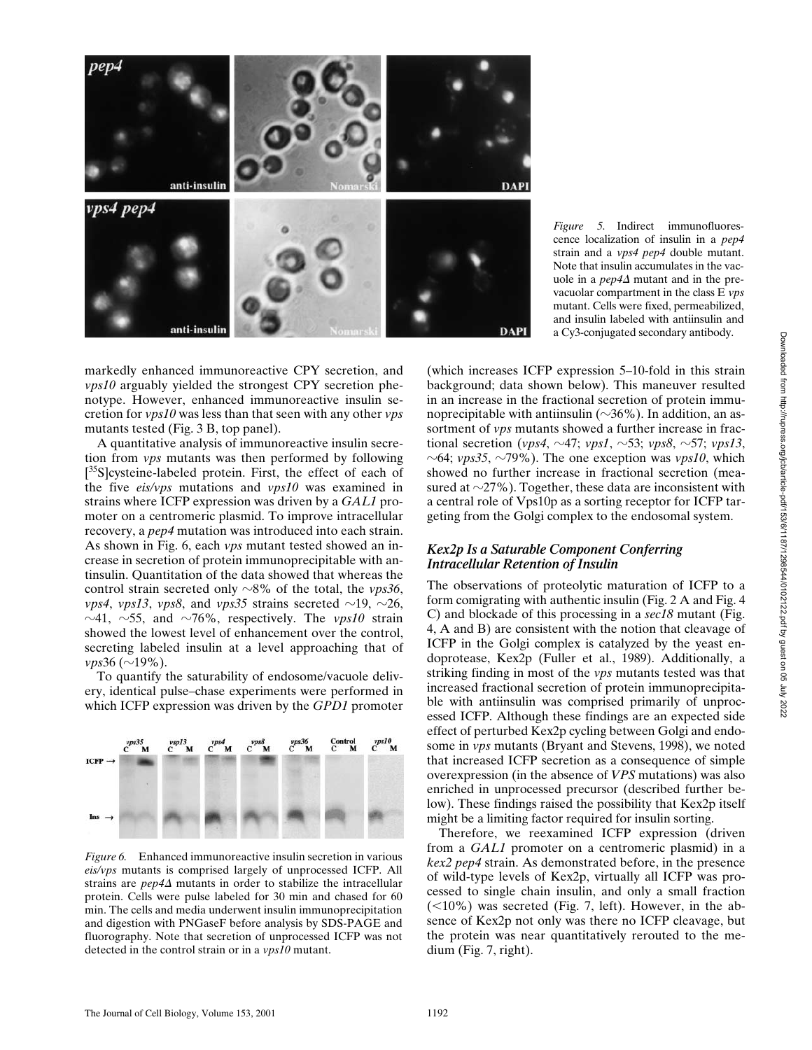*Figure 5.* Indirect immunofluorescence localization of insulin in a *pep4* strain and a *vps4 pep4* double mutant. Note that insulin accumulates in the vacuole in a *pep4Δ* mutant and in the prevacuolar compartment in the class E *vps* mutant. Cells were fixed, permeabilized, and insulin labeled with antiinsulin and a Cy3-conjugated secondary antibody.

markedly enhanced immunoreactive CPY secretion, and *vps10* arguably yielded the strongest CPY secretion phenotype. However, enhanced immunoreactive insulin secretion for *vps10* was less than that seen with any other *vps* mutants tested (Fig. 3 B, top panel).

A quantitative analysis of immunoreactive insulin secretion from *vps* mutants was then performed by following [$^{35}$S]cysteine-labeled protein. First, the effect of each of the five *eis/vps* mutations and *vps10* was examined in strains where ICFP expression was driven by a *GAL1* promoter on a centromeric plasmid. To improve intracellular recovery, a *pep4* mutation was introduced into each strain. As shown in Fig. 6, each *vps* mutant tested showed an increase in secretion of protein immunoprecipitable with antinsulin. Quantitation of the data showed that whereas the control strain secreted only ~8% of the total, the *vps36*, *vps4*, *vps13*, *vps8*, and *vps35* strains secreted ~19, ~26, ~41, ~55, and ~76%, respectively. The *vps10* strain showed the lowest level of enhancement over the control, secreting labeled insulin at a level approaching that of *vps*36 (~19%).

To quantify the saturability of endosome/vacuole delivery, identical pulse–chase experiments were performed in which ICFP expression was driven by the *GPD1* promoter

*Figure 6.* Enhanced immunoreactive insulin secretion in various *eis/vps* mutants is comprised largely of unprocessed ICFP. All strains are *pep4Δ* mutants in order to stabilize the intracellular protein. Cells were pulse labeled for 30 min and chased for 60 min. The cells and media underwent insulin immunoprecipitation and digestion with PNGaseF before analysis by SDS-PAGE and fluorography. Note that secretion of unprocessed ICFP was not detected in the control strain or in a *vps10* mutant.

(which increases ICFP expression 5–10-fold in this strain background; data shown below). This maneuver resulted in an increase in the fractional secretion of protein immunoprecipitable with antiinsulin (~36%). In addition, an assortment of *vps* mutants showed a further increase in fractional secretion (*vps4*, ~47; *vps1*, ~53; *vps8*, ~57; *vps13*, ~64; *vps35*, ~79%). The one exception was *vps10*, which showed no further increase in fractional secretion (measured at ~27%). Together, these data are inconsistent with a central role of Vps10p as a sorting receptor for ICFP targeting from the Golgi complex to the endosomal system.

### *Kex2p Is a Saturable Component Conferring Intracellular Retention of Insulin*

The observations of proteolytic maturation of ICFP to a form comigrating with authentic insulin (Fig. 2 A and Fig. 4 C) and blockade of this processing in a *sec18* mutant (Fig. 4, A and B) are consistent with the notion that cleavage of ICFP in the Golgi complex is catalyzed by the yeast endoprotease, Kex2p (Fuller et al., 1989). Additionally, a striking finding in most of the *vps* mutants tested was that increased fractional secretion of protein immunoprecipitable with antiinsulin was comprised primarily of unprocessed ICFP. Although these findings are an expected side effect of perturbed Kex2p cycling between Golgi and endosome in *vps* mutants (Bryant and Stevens, 1998), we noted that increased ICFP secretion as a consequence of simple overexpression (in the absence of *VPS* mutations) was also enriched in unprocessed precursor (described further below). These findings raised the possibility that Kex2p itself might be a limiting factor required for insulin sorting.

Therefore, we reexamined ICFP expression (driven from a *GAL1* promoter on a centromeric plasmid) in a *kex2 pep4* strain. As demonstrated before, in the presence of wild-type levels of Kex2p, virtually all ICFP was processed to single chain insulin, and only a small fraction (<10%) was secreted (Fig. 7, left). However, in the absence of Kex2p not only was there no ICFP cleavage, but the protein was near quantitatively rerouted to the medium (Fig. 7, right).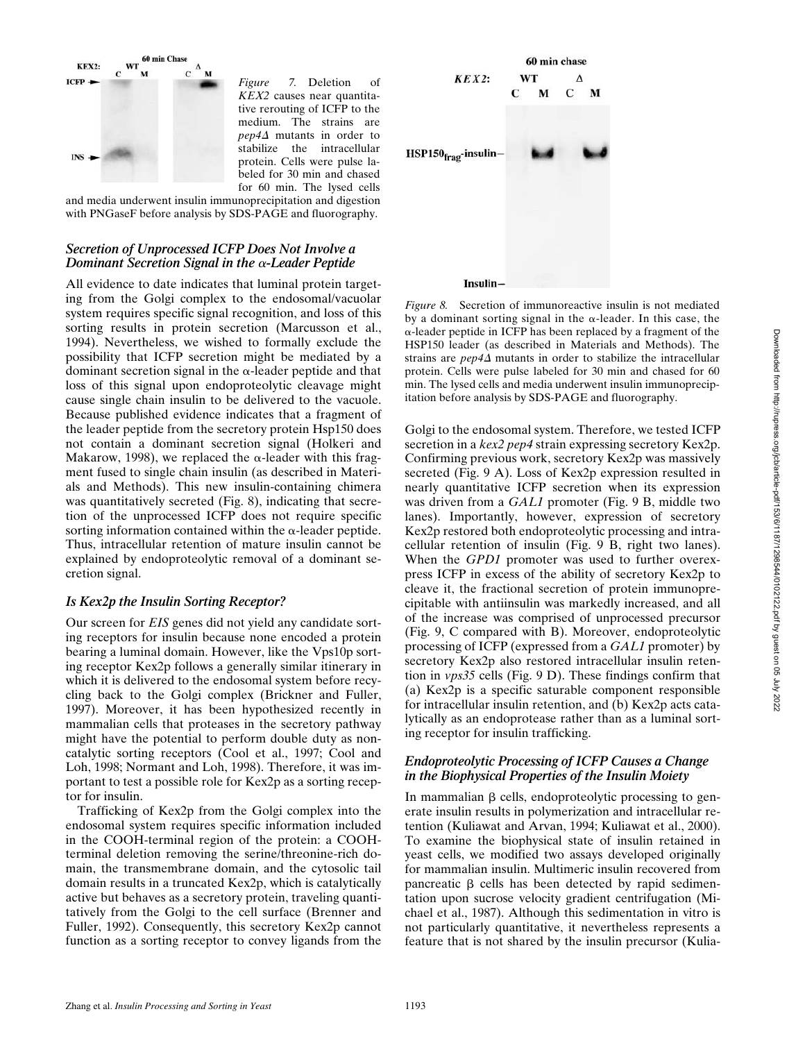*Figure 7.* Deletion of *KEX2* causes near quantitative rerouting of ICFP to the medium. The strains are *pep4Δ* mutants in order to stabilize the intracellular protein. Cells were pulse labeled for 30 min and chased for 60 min. The lysed cells and media underwent insulin immunoprecipitation and digestion with PNGaseF before analysis by SDS-PAGE and fluorography.

### *Secretion of Unprocessed ICFP Does Not Involve a Dominant Secretion Signal in the α-Leader Peptide*

All evidence to date indicates that luminal protein targeting from the Golgi complex to the endosomal/vacuolar system requires specific signal recognition, and loss of this sorting results in protein secretion (Marcusson et al., 1994). Nevertheless, we wished to formally exclude the possibility that ICFP secretion might be mediated by a dominant secretion signal in the α-leader peptide and that loss of this signal upon endoproteolytic cleavage might cause single chain insulin to be delivered to the vacuole. Because published evidence indicates that a fragment of the leader peptide from the secretory protein Hsp150 does not contain a dominant secretion signal (Holkeri and Makarow, 1998), we replaced the α-leader with this fragment fused to single chain insulin (as described in Materials and Methods). This new insulin-containing chimera was quantitatively secreted (Fig. 8), indicating that secretion of the unprocessed ICFP does not require specific sorting information contained within the α-leader peptide. Thus, intracellular retention of mature insulin cannot be explained by endoproteolytic removal of a dominant secretion signal.

### *Is Kex2p the Insulin Sorting Receptor?*

Our screen for *EIS* genes did not yield any candidate sorting receptors for insulin because none encoded a protein bearing a luminal domain. However, like the Vps10p sorting receptor Kex2p follows a generally similar itinerary in which it is delivered to the endosomal system before recycling back to the Golgi complex (Brickner and Fuller, 1997). Moreover, it has been hypothesized recently in mammalian cells that proteases in the secretory pathway might have the potential to perform double duty as noncatalytic sorting receptors (Cool et al., 1997; Cool and Loh, 1998; Normant and Loh, 1998). Therefore, it was important to test a possible role for Kex2p as a sorting receptor for insulin.

Trafficking of Kex2p from the Golgi complex into the endosomal system requires specific information included in the COOH-terminal region of the protein: a COOH-terminal deletion removing the serine/threonine-rich domain, the transmembrane domain, and the cytosolic tail domain results in a truncated Kex2p, which is catalytically active but behaves as a secretory protein, traveling quantitatively from the Golgi to the cell surface (Brenner and Fuller, 1992). Consequently, this secretory Kex2p cannot function as a sorting receptor to convey ligands from the Golgi to the endosomal system. Therefore, we tested ICFP secretion in a *kex2 pep4* strain expressing secretory Kex2p. Confirming previous work, secretory Kex2p was massively secreted (Fig. 9 A). Loss of Kex2p expression resulted in nearly quantitative ICFP secretion when its expression was driven from a *GAL1* promoter (Fig. 9 B, middle two lanes). Importantly, however, expression of secretory Kex2p restored both endoproteolytic processing and intracellular retention of insulin (Fig. 9 B, right two lanes). When the *GPD1* promoter was used to further overexpress ICFP in excess of the ability of secretory Kex2p to cleave it, the fractional secretion of protein immunoprecipitable with antiinsulin was markedly increased, and all of the increase was comprised of unprocessed precursor (Fig. 9, C compared with B). Moreover, endoproteolytic processing of ICFP (expressed from a *GAL1* promoter) by secretory Kex2p also restored intracellular insulin retention in *vps35* cells (Fig. 9 D). These findings confirm that (a) Kex2p is a specific saturable component responsible for intracellular insulin retention, and (b) Kex2p acts catalytically as an endoprotease rather than as a luminal sorting receptor for insulin trafficking.

*Figure 8.* Secretion of immunoreactive insulin is not mediated by a dominant sorting signal in the α-leader. In this case, the α-leader peptide in ICFP has been replaced by a fragment of the HSP150 leader (as described in Materials and Methods). The strains are *pep4Δ* mutants in order to stabilize the intracellular protein. Cells were pulse labeled for 30 min and chased for 60 min. The lysed cells and media underwent insulin immunoprecipitation before analysis by SDS-PAGE and fluorography.

### *Endoproteolytic Processing of ICFP Causes a Change in the Biophysical Properties of the Insulin Moiety*

In mammalian β cells, endoproteolytic processing to generate insulin results in polymerization and intracellular retention (Kuliawat and Arvan, 1994; Kuliawat et al., 2000). To examine the biophysical state of insulin retained in yeast cells, we modified two assays developed originally for mammalian insulin. Multimeric insulin recovered from pancreatic β cells has been detected by rapid sedimentation upon sucrose velocity gradient centrifugation (Michael et al., 1987). Although this sedimentation in vitro is not particularly quantitative, it nevertheless represents a feature that is not shared by the insulin precursor (Kulia-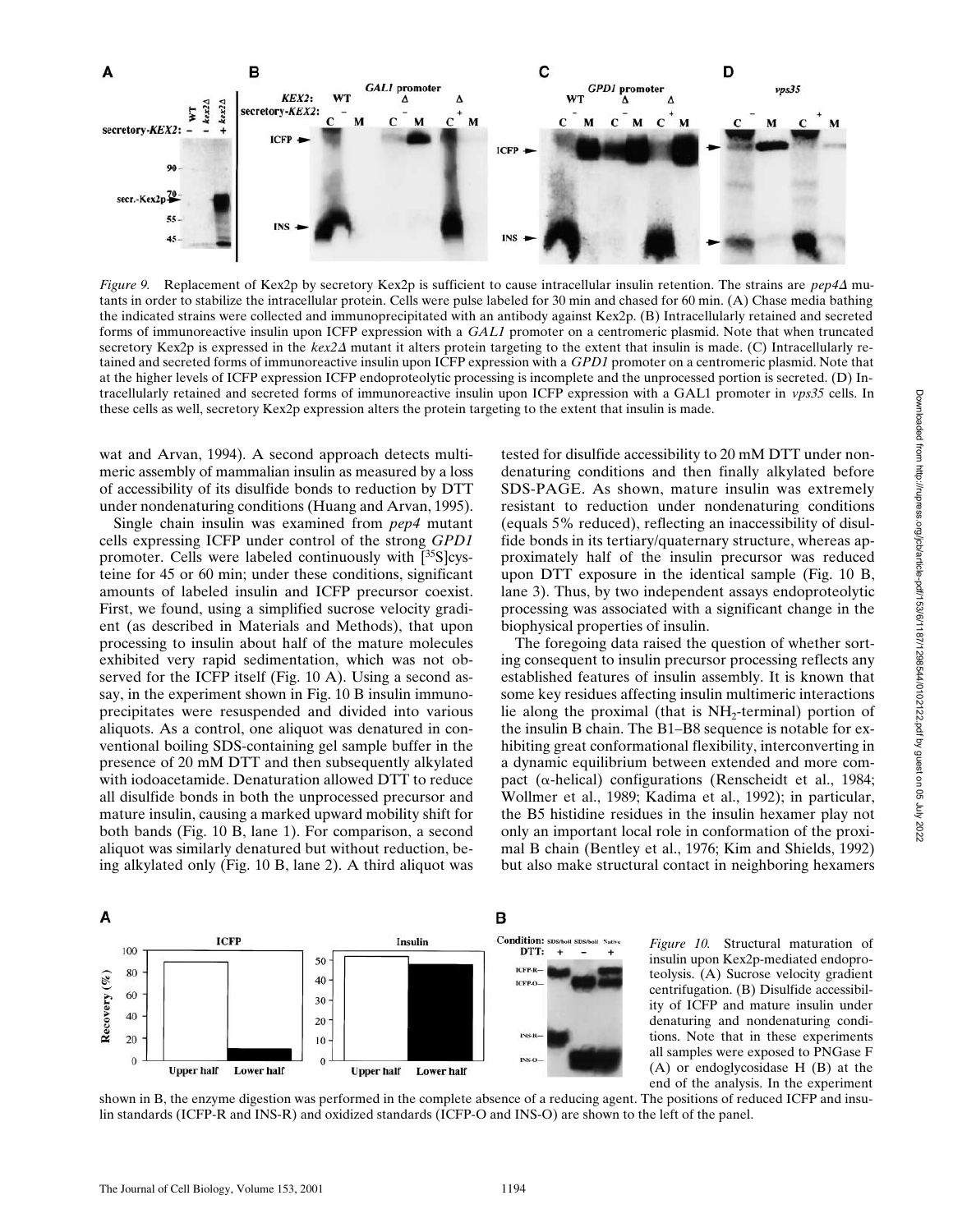*Figure 9.* Replacement of Kex2p by secretory Kex2p is sufficient to cause intracellular insulin retention. The strains are *pep4Δ* mutants in order to stabilize the intracellular protein. Cells were pulse labeled for 30 min and chased for 60 min. (A) Chase media bathing the indicated strains were collected and immunoprecipitated with an antibody against Kex2p. (B) Intracellularly retained and secreted forms of immunoreactive insulin upon ICFP expression with a *GAL1* promoter on a centromeric plasmid. Note that when truncated secretory Kex2p is expressed in the *kex2Δ* mutant it alters protein targeting to the extent that insulin is made. (C) Intracellularly retained and secreted forms of immunoreactive insulin upon ICFP expression with a *GPD1* promoter on a centromeric plasmid. Note that at the higher levels of ICFP expression ICFP endoproteolytic processing is incomplete and the unprocessed portion is secreted. (D) Intracellularly retained and secreted forms of immunoreactive insulin upon ICFP expression with a GAL1 promoter in *vps35* cells. In these cells as well, secretory Kex2p expression alters the protein targeting to the extent that insulin is made.

wat and Arvan, 1994). A second approach detects multimeric assembly of mammalian insulin as measured by a loss of accessibility of its disulfide bonds to reduction by DTT under nondenaturing conditions (Huang and Arvan, 1995).

Single chain insulin was examined from *pep4* mutant cells expressing ICFP under control of the strong *GPD1* promoter. Cells were labeled continuously with [$^{35}$S]cysteine for 45 or 60 min; under these conditions, significant amounts of labeled insulin and ICFP precursor coexist. First, we found, using a simplified sucrose velocity gradient (as described in Materials and Methods), that upon processing to insulin about half of the mature molecules exhibited very rapid sedimentation, which was not observed for the ICFP itself (Fig. 10 A). Using a second assay, in the experiment shown in Fig. 10 B insulin immunoprecipitates were resuspended and divided into various aliquots. As a control, one aliquot was denatured in conventional boiling SDS-containing gel sample buffer in the presence of 20 mM DTT and then subsequently alkylated with iodoacetamide. Denaturation allowed DTT to reduce all disulfide bonds in both the unprocessed precursor and mature insulin, causing a marked upward mobility shift for both bands (Fig. 10 B, lane 1). For comparison, a second aliquot was similarly denatured but without reduction, being alkylated only (Fig. 10 B, lane 2). A third aliquot was tested for disulfide accessibility to 20 mM DTT under nondenaturing conditions and then finally alkylated before SDS-PAGE. As shown, mature insulin was extremely resistant to reduction under nondenaturing conditions (equals 5% reduced), reflecting an inaccessibility of disulfide bonds in its tertiary/quaternary structure, whereas approximately half of the insulin precursor was reduced upon DTT exposure in the identical sample (Fig. 10 B, lane 3). Thus, by two independent assays endoproteolytic processing was associated with a significant change in the biophysical properties of insulin.

The foregoing data raised the question of whether sorting consequent to insulin precursor processing reflects any established features of insulin assembly. It is known that some key residues affecting insulin multimeric interactions lie along the proximal (that is $NH_2$-terminal) portion of the insulin B chain. The B1–B8 sequence is notable for exhibiting great conformational flexibility, interconverting in a dynamic equilibrium between extended and more compact (α-helical) configurations (Renscheidt et al., 1984; Wollmer et al., 1989; Kadima et al., 1992); in particular, the B5 histidine residues in the insulin hexamer play not only an important local role in conformation of the proximal B chain (Bentley et al., 1976; Kim and Shields, 1992) but also make structural contact in neighboring hexamers

*Figure 10.* Structural maturation of insulin upon Kex2p-mediated endoproteolysis. (A) Sucrose velocity gradient centrifugation. (B) Disulfide accessibility of ICFP and mature insulin under denaturing and nondenaturing conditions. Note that in these experiments all samples were exposed to PNGase F (A) or endoglycosidase H (B) at the end of the analysis. In the experiment shown in B, the enzyme digestion was performed in the complete absence of a reducing agent. The positions of reduced ICFP and insulin standards (ICFP-R and INS-R) and oxidized standards (ICFP-O and INS-O) are shown to the left of the panel.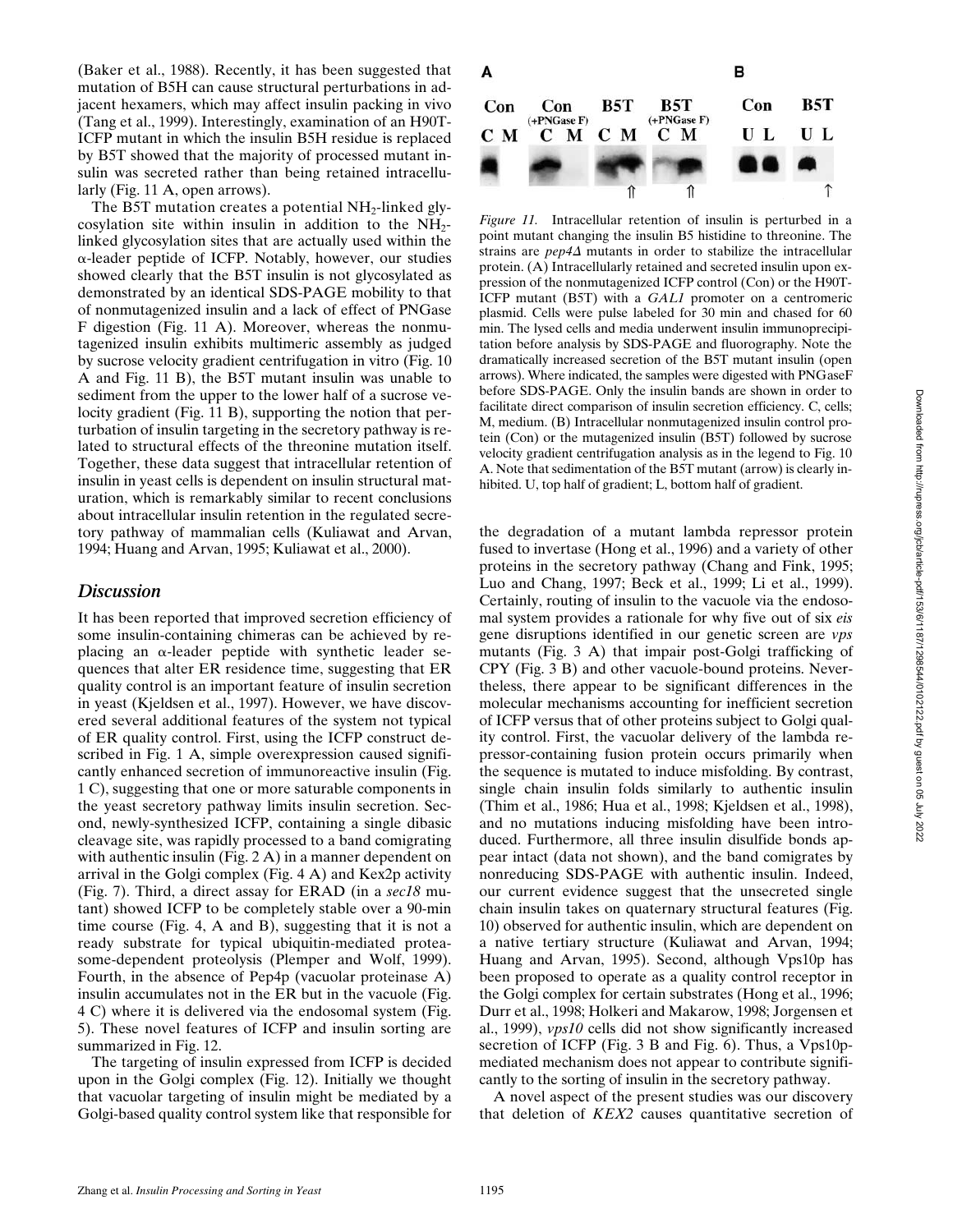(Baker et al., 1988). Recently, it has been suggested that mutation of B5H can cause structural perturbations in adjacent hexamers, which may affect insulin packing in vivo (Tang et al., 1999). Interestingly, examination of an H90T-ICFP mutant in which the insulin B5H residue is replaced by B5T showed that the majority of processed mutant insulin was secreted rather than being retained intracellularly (Fig. 11 A, open arrows).

The B5T mutation creates a potential $NH_2$-linked glycosylation site within insulin in addition to the $NH_2$-linked glycosylation sites that are actually used within the α-leader peptide of ICFP. Notably, however, our studies showed clearly that the B5T insulin is not glycosylated as demonstrated by an identical SDS-PAGE mobility to that of nonmutagenized insulin and a lack of effect of PNGase F digestion (Fig. 11 A). Moreover, whereas the nonmutagenized insulin exhibits multimeric assembly as judged by sucrose velocity gradient centrifugation in vitro (Fig. 10 A and Fig. 11 B), the B5T mutant insulin was unable to sediment from the upper to the lower half of a sucrose velocity gradient (Fig. 11 B), supporting the notion that perturbation of insulin targeting in the secretory pathway is related to structural effects of the threonine mutation itself. Together, these data suggest that intracellular retention of insulin in yeast cells is dependent on insulin structural maturation, which is remarkably similar to recent conclusions about intracellular insulin retention in the regulated secretory pathway of mammalian cells (Kuliawat and Arvan, 1994; Huang and Arvan, 1995; Kuliawat et al., 2000).

*Figure 11.* Intracellular retention of insulin is perturbed in a point mutant changing the insulin B5 histidine to threonine. The strains are *pep4Δ* mutants in order to stabilize the intracellular protein. (A) Intracellularly retained and secreted insulin upon expression of the nonmutagenized ICFP control (Con) or the H90T-ICFP mutant (B5T) with a *GAL1* promoter on a centromeric plasmid. Cells were pulse labeled for 30 min and chased for 60 min. The lysed cells and media underwent insulin immunoprecipitation before analysis by SDS-PAGE and fluorography. Note the dramatically increased secretion of the B5T mutant insulin (open arrows). Where indicated, the samples were digested with PNGaseF before SDS-PAGE. Only the insulin bands are shown in order to facilitate direct comparison of insulin secretion efficiency. C, cells; M, medium. (B) Intracellular nonmutagenized insulin control protein (Con) or the mutagenized insulin (B5T) followed by sucrose velocity gradient centrifugation analysis as in the legend to Fig. 10 A. Note that sedimentation of the B5T mutant (arrow) is clearly inhibited. U, top half of gradient; L, bottom half of gradient.

## Discussion

It has been reported that improved secretion efficiency of some insulin-containing chimeras can be achieved by replacing an α-leader peptide with synthetic leader sequences that alter ER residence time, suggesting that ER quality control is an important feature of insulin secretion in yeast (Kjeldsen et al., 1997). However, we have discovered several additional features of the system not typical of ER quality control. First, using the ICFP construct described in Fig. 1 A, simple overexpression caused significantly enhanced secretion of immunoreactive insulin (Fig. 1 C), suggesting that one or more saturable components in the yeast secretory pathway limits insulin secretion. Second, newly-synthesized ICFP, containing a single dibasic cleavage site, was rapidly processed to a band comigrating with authentic insulin (Fig. 2 A) in a manner dependent on arrival in the Golgi complex (Fig. 4 A) and Kex2p activity (Fig. 7). Third, a direct assay for ERAD (in a *sec18* mutant) showed ICFP to be completely stable over a 90-min time course (Fig. 4, A and B), suggesting that it is not a ready substrate for typical ubiquitin-mediated proteasome-dependent proteolysis (Plemper and Wolf, 1999). Fourth, in the absence of Pep4p (vacuolar proteinase A) insulin accumulates not in the ER but in the vacuole (Fig. 4 C) where it is delivered via the endosomal system (Fig. 5). These novel features of ICFP and insulin sorting are summarized in Fig. 12.

The targeting of insulin expressed from ICFP is decided upon in the Golgi complex (Fig. 12). Initially we thought that vacuolar targeting of insulin might be mediated by a Golgi-based quality control system like that responsible for the degradation of a mutant lambda repressor protein fused to invertase (Hong et al., 1996) and a variety of other proteins in the secretory pathway (Chang and Fink, 1995; Luo and Chang, 1997; Beck et al., 1999; Li et al., 1999). Certainly, routing of insulin to the vacuole via the endosomal system provides a rationale for why five out of six *eis* gene disruptions identified in our genetic screen are *vps* mutants (Fig. 3 A) that impair post-Golgi trafficking of CPY (Fig. 3 B) and other vacuole-bound proteins. Nevertheless, there appear to be significant differences in the molecular mechanisms accounting for inefficient secretion of ICFP versus that of other proteins subject to Golgi quality control. First, the vacuolar delivery of the lambda repressor-containing fusion protein occurs primarily when the sequence is mutated to induce misfolding. By contrast, single chain insulin folds similarly to authentic insulin (Thim et al., 1986; Hua et al., 1998; Kjeldsen et al., 1998), and no mutations inducing misfolding have been introduced. Furthermore, all three insulin disulfide bonds appear intact (data not shown), and the band comigrates by nonreducing SDS-PAGE with authentic insulin. Indeed, our current evidence suggest that the unsecreted single chain insulin takes on quaternary structural features (Fig. 10) observed for authentic insulin, which are dependent on a native tertiary structure (Kuliawat and Arvan, 1994; Huang and Arvan, 1995). Second, although Vps10p has been proposed to operate as a quality control receptor in the Golgi complex for certain substrates (Hong et al., 1996; Durr et al., 1998; Holkeri and Makarow, 1998; Jorgensen et al., 1999), *vps10* cells did not show significantly increased secretion of ICFP (Fig. 3 B and Fig. 6). Thus, a Vps10p-mediated mechanism does not appear to contribute significantly to the sorting of insulin in the secretory pathway.

A novel aspect of the present studies was our discovery that deletion of *KEX2* causes quantitative secretion of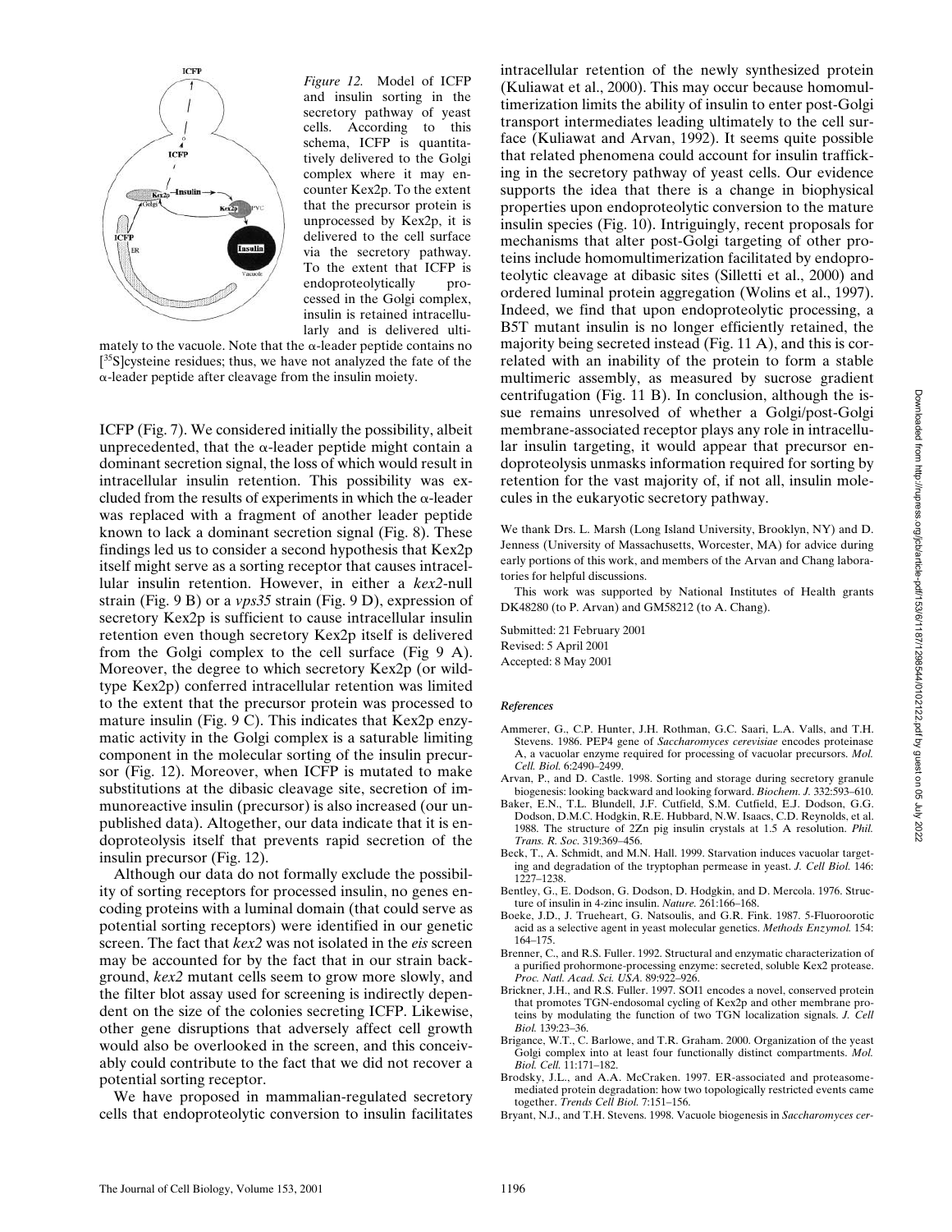*Figure 12.* Model of ICFP and insulin sorting in the secretory pathway of yeast cells. According to this schema, ICFP is quantitatively delivered to the Golgi complex where it may encounter Kex2p. To the extent that the precursor protein is unprocessed by Kex2p, it is delivered to the cell surface via the secretory pathway. To the extent that ICFP is endoproteolytically processed in the Golgi complex, insulin is retained intracellularly and is delivered ultimately to the vacuole. Note that the α-leader peptide contains no [35S]cysteine residues; thus, we have not analyzed the fate of the α-leader peptide after cleavage from the insulin moiety.

ICFP (Fig. 7). We considered initially the possibility, albeit unprecedented, that the α-leader peptide might contain a dominant secretion signal, the loss of which would result in intracellular insulin retention. This possibility was excluded from the results of experiments in which the α-leader was replaced with a fragment of another leader peptide known to lack a dominant secretion signal (Fig. 8). These findings led us to consider a second hypothesis that Kex2p itself might serve as a sorting receptor that causes intracellular insulin retention. However, in either a *kex2*-null strain (Fig. 9 B) or a *vps35* strain (Fig. 9 D), expression of secretory Kex2p is sufficient to cause intracellular insulin retention even though secretory Kex2p itself is delivered from the Golgi complex to the cell surface (Fig 9 A). Moreover, the degree to which secretory Kex2p (or wild-type Kex2p) conferred intracellular retention was limited to the extent that the precursor protein was processed to mature insulin (Fig. 9 C). This indicates that Kex2p enzymatic activity in the Golgi complex is a saturable limiting component in the molecular sorting of the insulin precursor (Fig. 12). Moreover, when ICFP is mutated to make substitutions at the dibasic cleavage site, secretion of immunoreactive insulin (precursor) is also increased (our unpublished data). Altogether, our data indicate that it is endoproteolysis itself that prevents rapid secretion of the insulin precursor (Fig. 12).

Although our data do not formally exclude the possibility of sorting receptors for processed insulin, no genes encoding proteins with a luminal domain (that could serve as potential sorting receptors) were identified in our genetic screen. The fact that *kex2* was not isolated in the *eis* screen may be accounted for by the fact that in our strain background, *kex2* mutant cells seem to grow more slowly, and the filter blot assay used for screening is indirectly dependent on the size of the colonies secreting ICFP. Likewise, other gene disruptions that adversely affect cell growth would also be overlooked in the screen, and this conceivably could contribute to the fact that we did not recover a potential sorting receptor.

We have proposed in mammalian-regulated secretory cells that endoproteolytic conversion to insulin facilitates intracellular retention of the newly synthesized protein (Kuliawat et al., 2000). This may occur because homomultimerization limits the ability of insulin to enter post-Golgi transport intermediates leading ultimately to the cell surface (Kuliawat and Arvan, 1992). It seems quite possible that related phenomena could account for insulin trafficking in the secretory pathway of yeast cells. Our evidence supports the idea that there is a change in biophysical properties upon endoproteolytic conversion to the mature insulin species (Fig. 10). Intriguingly, recent proposals for mechanisms that alter post-Golgi targeting of other proteins include homomultimerization facilitated by endoproteolytic cleavage at dibasic sites (Silletti et al., 2000) and ordered luminal protein aggregation (Wolins et al., 1997). Indeed, we find that upon endoproteolytic processing, a B5T mutant insulin is no longer efficiently retained, the majority being secreted instead (Fig. 11 A), and this is correlated with an inability of the protein to form a stable multimeric assembly, as measured by sucrose gradient centrifugation (Fig. 11 B). In conclusion, although the issue remains unresolved of whether a Golgi/post-Golgi membrane-associated receptor plays any role in intracellular insulin targeting, it would appear that precursor endoproteolysis unmasks information required for sorting by retention for the vast majority of, if not all, insulin molecules in the eukaryotic secretory pathway.

We thank Drs. L. Marsh (Long Island University, Brooklyn, NY) and D. Jenness (University of Massachusetts, Worcester, MA) for advice during early portions of this work, and members of the Arvan and Chang laboratories for helpful discussions.

This work was supported by National Institutes of Health grants DK48280 (to P. Arvan) and GM58212 (to A. Chang).

Submitted: 21 February 2001
Revised: 5 April 2001
Accepted: 8 May 2001

### *References*

- Ammerer, G., C.P. Hunter, J.H. Rothman, G.C. Saari, L.A. Valls, and T.H. Stevens. 1986. PEP4 gene of *Saccharomyces cerevisiae* encodes proteinase A, a vacuolar enzyme required for processing of vacuolar precursors. *Mol. Cell. Biol.* 6:2490–2499.
- Arvan, P., and D. Castle. 1998. Sorting and storage during secretory granule biogenesis: looking backward and looking forward. *Biochem. J.* 332:593–610.
- Baker, E.N., T.L. Blundell, J.F. Cutfield, S.M. Cutfield, E.J. Dodson, G.G. Dodson, D.M.C. Hodgkin, R.E. Hubbard, N.W. Isaacs, C.D. Reynolds, et al. 1988. The structure of 2Zn pig insulin crystals at 1.5 A resolution. *Phil. Trans. R. Soc.* 319:369–456.
- Beck, T., A. Schmidt, and M.N. Hall. 1999. Starvation induces vacuolar targeting and degradation of the tryptophan permease in yeast. *J. Cell Biol.* 146:1227–1238.
- Bentley, G., E. Dodson, G. Dodson, D. Hodgkin, and D. Mercola. 1976. Structure of insulin in 4-zinc insulin. *Nature.* 261:166–168.
- Boeke, J.D., J. Trueheart, G. Natsoulis, and G.R. Fink. 1987. 5-Fluoroorotic acid as a selective agent in yeast molecular genetics. *Methods Enzymol.* 154:164–175.
- Brenner, C., and R.S. Fuller. 1992. Structural and enzymatic characterization of a purified prohormone-processing enzyme: secreted, soluble Kex2 protease. *Proc. Natl. Acad. Sci. USA.* 89:922–926.
- Brickner, J.H., and R.S. Fuller. 1997. SOI1 encodes a novel, conserved protein that promotes TGN-endosomal cycling of Kex2p and other membrane proteins by modulating the function of two TGN localization signals. *J. Cell Biol.* 139:23–36.
- Brigance, W.T., C. Barlowe, and T.R. Graham. 2000. Organization of the yeast Golgi complex into at least four functionally distinct compartments. *Mol. Biol. Cell.* 11:171–182.
- Brodsky, J.L., and A.A. McCraken. 1997. ER-associated and proteasome-mediated protein degradation: how two topologically restricted events came together. *Trends Cell Biol.* 7:151–156.
- Bryant, N.J., and T.H. Stevens. 1998. Vacuole biogenesis in *Saccharomyces cer-*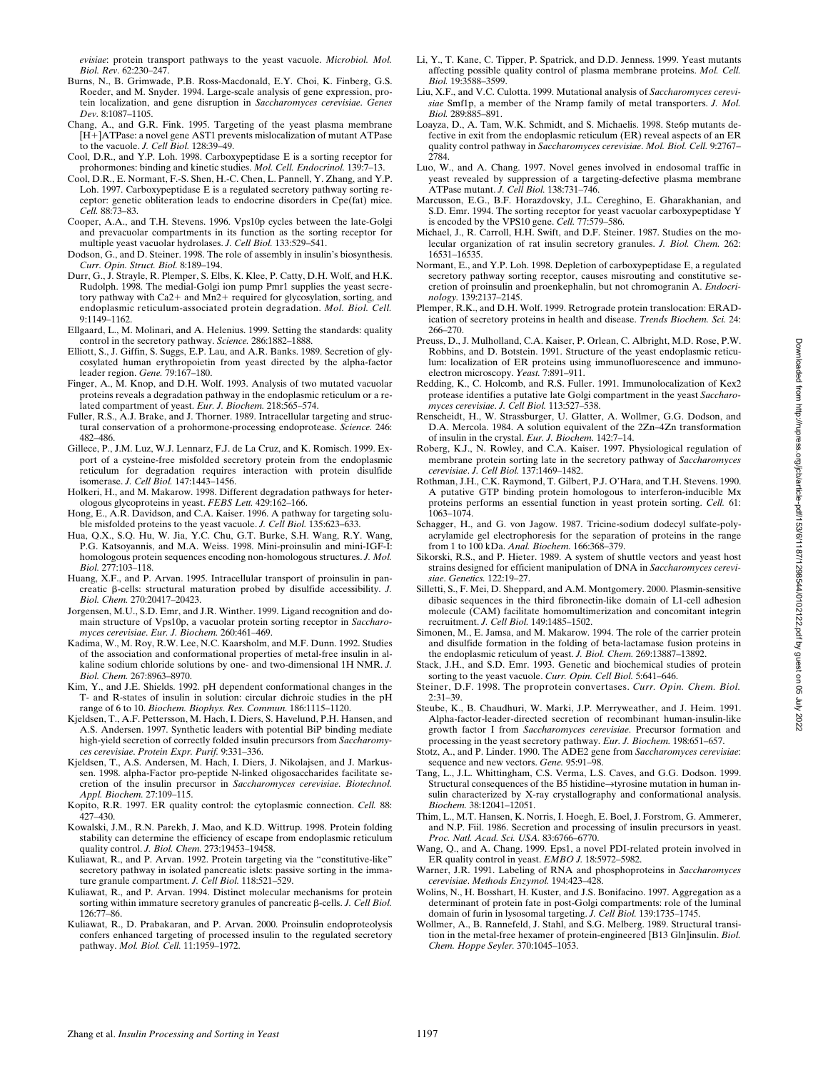*evisiae*: protein transport pathways to the yeast vacuole. *Microbiol. Mol. Biol. Rev.* 62:230–247.

Burns, N., B. Grimwade, P.B. Ross-Macdonald, E.Y. Choi, K. Finberg, G.S. Roeder, and M. Snyder. 1994. Large-scale analysis of gene expression, protein localization, and gene disruption in *Saccharomyces cerevisiae*. *Genes Dev.* 8:1087–1105.

Chang, A., and G.R. Fink. 1995. Targeting of the yeast plasma membrane [H+]ATPase: a novel gene AST1 prevents mislocalization of mutant ATPase to the vacuole. *J. Cell Biol.* 128:39–49.

Cool, D.R., and Y.P. Loh. 1998. Carboxypeptidase E is a sorting receptor for prohormones: binding and kinetic studies. *Mol. Cell. Endocrinol.* 139:7–13.

Cool, D.R., E. Normant, F.-S. Shen, H.-C. Chen, L. Pannell, Y. Zhang, and Y.P. Loh. 1997. Carboxypeptidase E is a regulated secretory pathway sorting receptor: genetic obliteration leads to endocrine disorders in Cpe(fat) mice. *Cell.* 88:73–83.

Cooper, A.A., and T.H. Stevens. 1996. Vps10p cycles between the late-Golgi and prevacuolar compartments in its function as the sorting receptor for multiple yeast vacuolar hydrolases. *J. Cell Biol.* 133:529–541.

Dodson, G., and D. Steiner. 1998. The role of assembly in insulin's biosynthesis. *Curr. Opin. Struct. Biol.* 8:189–194.

Durr, G., J. Strayle, R. Plemper, S. Elbs, K. Klee, P. Catty, D.H. Wolf, and H.K. Rudolph. 1998. The medial-Golgi ion pump Pmr1 supplies the yeast secretory pathway with Ca2+ and Mn2+ required for glycosylation, sorting, and endoplasmic reticulum-associated protein degradation. *Mol. Biol. Cell.* 9:1149–1162.

Ellgaard, L., M. Molinari, and A. Helenius. 1999. Setting the standards: quality control in the secretory pathway. *Science.* 286:1882–1888.

Elliott, S., J. Giffin, S. Suggs, E.P. Lau, and A.R. Banks. 1989. Secretion of glycosylated human erythropoietin from yeast directed by the alpha-factor leader region. *Gene.* 79:167–180.

Finger, A., M. Knop, and D.H. Wolf. 1993. Analysis of two mutated vacuolar proteins reveals a degradation pathway in the endoplasmic reticulum or a related compartment of yeast. *Eur. J. Biochem.* 218:565–574.

Fuller, R.S., A.J. Brake, and J. Thorner. 1989. Intracellular targeting and structural conservation of a prohormone-processing endoprotease. *Science.* 246: 482–486.

Gillece, P., J.M. Luz, W.J. Lennarz, F.J. de La Cruz, and K. Romisch. 1999. Export of a cysteine-free misfolded secretory protein from the endoplasmic reticulum for degradation requires interaction with protein disulfide isomerase. *J. Cell Biol.* 147:1443–1456.

Holkeri, H., and M. Makarow. 1998. Different degradation pathways for heterologous glycoproteins in yeast. *FEBS Lett.* 429:162–166.

Hong, E., A.R. Davidson, and C.A. Kaiser. 1996. A pathway for targeting soluble misfolded proteins to the yeast vacuole. *J. Cell Biol.* 135:623–633.

Hua, Q.X., S.Q. Hu, W. Jia, Y.C. Chu, G.T. Burke, S.H. Wang, R.Y. Wang, P.G. Katsoyannis, and M.A. Weiss. 1998. Mini-proinsulin and mini-IGF-I: homologous protein sequences encoding non-homologous structures. *J. Mol. Biol.* 277:103–118.

Huang, X.F., and P. Arvan. 1995. Intracellular transport of proinsulin in pancreatic β-cells: structural maturation probed by disulfide accessibility. *J. Biol. Chem.* 270:20417–20423.

Jorgensen, M.U., S.D. Emr, and J.R. Winther. 1999. Ligand recognition and domain structure of Vps10p, a vacuolar protein sorting receptor in *Saccharomyces cerevisiae*. *Eur. J. Biochem.* 260:461–469.

Kadima, W., M. Roy, R.W. Lee, N.C. Kaarsholm, and M.F. Dunn. 1992. Studies of the association and conformational properties of metal-free insulin in alkaline sodium chloride solutions by one- and two-dimensional 1H NMR. *J. Biol. Chem.* 267:8963–8970.

Kim, Y., and J.E. Shields. 1992. pH dependent conformational changes in the T- and R-states of insulin in solution: circular dichroic studies in the pH range of 6 to 10. *Biochem. Biophys. Res. Commun.* 186:1115–1120.

Kjeldsen, T., A.F. Pettersson, M. Hach, I. Diers, S. Havelund, P.H. Hansen, and A.S. Andersen. 1997. Synthetic leaders with potential BiP binding mediate high-yield secretion of correctly folded insulin precursors from *Saccharomyces cerevisiae*. *Protein Expr. Purif.* 9:331–336.

Kjeldsen, T., A.S. Andersen, M. Hach, I. Diers, J. Nikolajsen, and J. Markussen. 1998. alpha-Factor pro-peptide N-linked oligosaccharides facilitate secretion of the insulin precursor in *Saccharomyces cerevisiae*. *Biotechnol. Appl. Biochem.* 27:109–115.

Kopito, R.R. 1997. ER quality control: the cytoplasmic connection. *Cell.* 88: 427–430.

Kowalski, J.M., R.N. Parekh, J. Mao, and K.D. Wittrup. 1998. Protein folding stability can determine the efficiency of escape from endoplasmic reticulum quality control. *J. Biol. Chem.* 273:19453–19458.

Kuliawat, R., and P. Arvan. 1992. Protein targeting via the "constitutive-like" secretory pathway in isolated pancreatic islets: passive sorting in the immature granule compartment. *J. Cell Biol.* 118:521–529.

Kuliawat, R., and P. Arvan. 1994. Distinct molecular mechanisms for protein sorting within immature secretory granules of pancreatic β-cells. *J. Cell Biol.* 126:77–86.

Kuliawat, R., D. Prabakaran, and P. Arvan. 2000. Proinsulin endoproteolysis confers enhanced targeting of processed insulin to the regulated secretory pathway. *Mol. Biol. Cell.* 11:1959–1972.

Li, Y., T. Kane, C. Tipper, P. Spatrick, and D.D. Jenness. 1999. Yeast mutants affecting possible quality control of plasma membrane proteins. *Mol. Cell. Biol.* 19:3588–3599.

Liu, X.F., and V.C. Culotta. 1999. Mutational analysis of *Saccharomyces cerevisiae* Smf1p, a member of the Nramp family of metal transporters. *J. Mol. Biol.* 289:885–891.

Loayza, D., A. Tam, W.K. Schmidt, and S. Michaelis. 1998. Ste6p mutants defective in exit from the endoplasmic reticulum (ER) reveal aspects of an ER quality control pathway in *Saccharomyces cerevisiae*. *Mol. Biol. Cell.* 9:2767–2784.

Luo, W., and A. Chang. 1997. Novel genes involved in endosomal traffic in yeast revealed by suppression of a targeting-defective plasma membrane ATPase mutant. *J. Cell Biol.* 138:731–746.

Marcusson, E.G., B.F. Horazdovsky, J.L. Cereghino, E. Gharakhanian, and S.D. Emr. 1994. The sorting receptor for yeast vacuolar carboxypeptidase Y is encoded by the VPS10 gene. *Cell.* 77:579–586.

Michael, J., R. Carroll, H.H. Swift, and D.F. Steiner. 1987. Studies on the molecular organization of rat insulin secretory granules. *J. Biol. Chem.* 262: 16531–16535.

Normant, E., and Y.P. Loh. 1998. Depletion of carboxypeptidase E, a regulated secretory pathway sorting receptor, causes misrouting and constitutive secretion of proinsulin and proenkephalin, but not chromogranin A. *Endocrinology.* 139:2137–2145.

Plemper, R.K., and D.H. Wolf. 1999. Retrograde protein translocation: ERADication of secretory proteins in health and disease. *Trends Biochem. Sci.* 24: 266–270.

Preuss, D., J. Mulholland, C.A. Kaiser, P. Orlean, C. Albright, M.D. Rose, P.W. Robbins, and D. Botstein. 1991. Structure of the yeast endoplasmic reticulum: localization of ER proteins using immunofluorescence and immunoelectron microscopy. *Yeast.* 7:891–911.

Redding, K., C. Holcomb, and R.S. Fuller. 1991. Immunolocalization of Kex2 protease identifies a putative late Golgi compartment in the yeast *Saccharomyces cerevisiae*. *J. Cell Biol.* 113:527–538.

Renscheidt, H., W. Strassburger, U. Glatter, A. Wollmer, G.G. Dodson, and D.A. Mercola. 1984. A solution equivalent of the 2Zn–4Zn transformation of insulin in the crystal. *Eur. J. Biochem.* 142:7–14.

Roberg, K.J., N. Rowley, and C.A. Kaiser. 1997. Physiological regulation of membrane protein sorting late in the secretory pathway of *Saccharomyces cerevisiae*. *J. Cell Biol.* 137:1469–1482.

Rothman, J.H., C.K. Raymond, T. Gilbert, P.J. O'Hara, and T.H. Stevens. 1990. A putative GTP binding protein homologous to interferon-inducible Mx proteins performs an essential function in yeast protein sorting. *Cell.* 61: 1063–1074.

Schagger, H., and G. von Jagow. 1987. Tricine-sodium dodecyl sulfate-polyacrylamide gel electrophoresis for the separation of proteins in the range from 1 to 100 kDa. *Anal. Biochem.* 166:368–379.

Sikorski, R.S., and P. Hieter. 1989. A system of shuttle vectors and yeast host strains designed for efficient manipulation of DNA in *Saccharomyces cerevisiae*. *Genetics.* 122:19–27.

Silletti, S., F. Mei, D. Sheppard, and A.M. Montgomery. 2000. Plasmin-sensitive dibasic sequences in the third fibronectin-like domain of L1-cell adhesion molecule (CAM) facilitate homomultimerization and concomitant integrin recruitment. *J. Cell Biol.* 149:1485–1502.

Simonen, M., E. Jamsa, and M. Makarow. 1994. The role of the carrier protein and disulfide formation in the folding of beta-lactamase fusion proteins in the endoplasmic reticulum of yeast. *J. Biol. Chem.* 269:13887–13892.

Stack, J.H., and S.D. Emr. 1993. Genetic and biochemical studies of protein sorting to the yeast vacuole. *Curr. Opin. Cell Biol.* 5:641–646.

Steiner, D.F. 1998. The proprotein convertases. *Curr. Opin. Chem. Biol.* 2:31–39.

Steube, K., B. Chaudhuri, W. Marki, J.P. Merryweather, and J. Heim. 1991. Alpha-factor-leader-directed secretion of recombinant human-insulin-like growth factor I from *Saccharomyces cerevisiae*. Precursor formation and processing in the yeast secretory pathway. *Eur. J. Biochem.* 198:651–657.

Stotz, A., and P. Linder. 1990. The ADE2 gene from *Saccharomyces cerevisiae*: sequence and new vectors. *Gene.* 95:91–98.

Tang, L., J.L. Whittingham, C.S. Verma, L.S. Caves, and G.G. Dodson. 1999. Structural consequences of the B5 histidine→tyrosine mutation in human insulin characterized by X-ray crystallography and conformational analysis. *Biochem.* 38:12041–12051.

Thim, L., M.T. Hansen, K. Norris, I. Hoegh, E. Boel, J. Forstrom, G. Ammerer, and N.P. Fiil. 1986. Secretion and processing of insulin precursors in yeast. *Proc. Natl. Acad. Sci. USA.* 83:6766–6770.

Wang, Q., and A. Chang. 1999. Eps1, a novel PDI-related protein involved in ER quality control in yeast. *EMBO J.* 18:5972–5982.

Warner, J.R. 1991. Labeling of RNA and phosphoproteins in *Saccharomyces cerevisiae*. *Methods Enzymol.* 194:423–428.

Wolins, N., H. Bosshart, H. Kuster, and J.S. Bonifacino. 1997. Aggregation as a determinant of protein fate in post-Golgi compartments: role of the luminal domain of furin in lysosomal targeting. *J. Cell Biol.* 139:1735–1745.

Wollmer, A., B. Rannefeld, J. Stahl, and S.G. Melberg. 1989. Structural transition in the metal-free hexamer of protein-engineered [B13 Gln]insulin. *Biol. Chem. Hoppe Seyler.* 370:1045–1053.